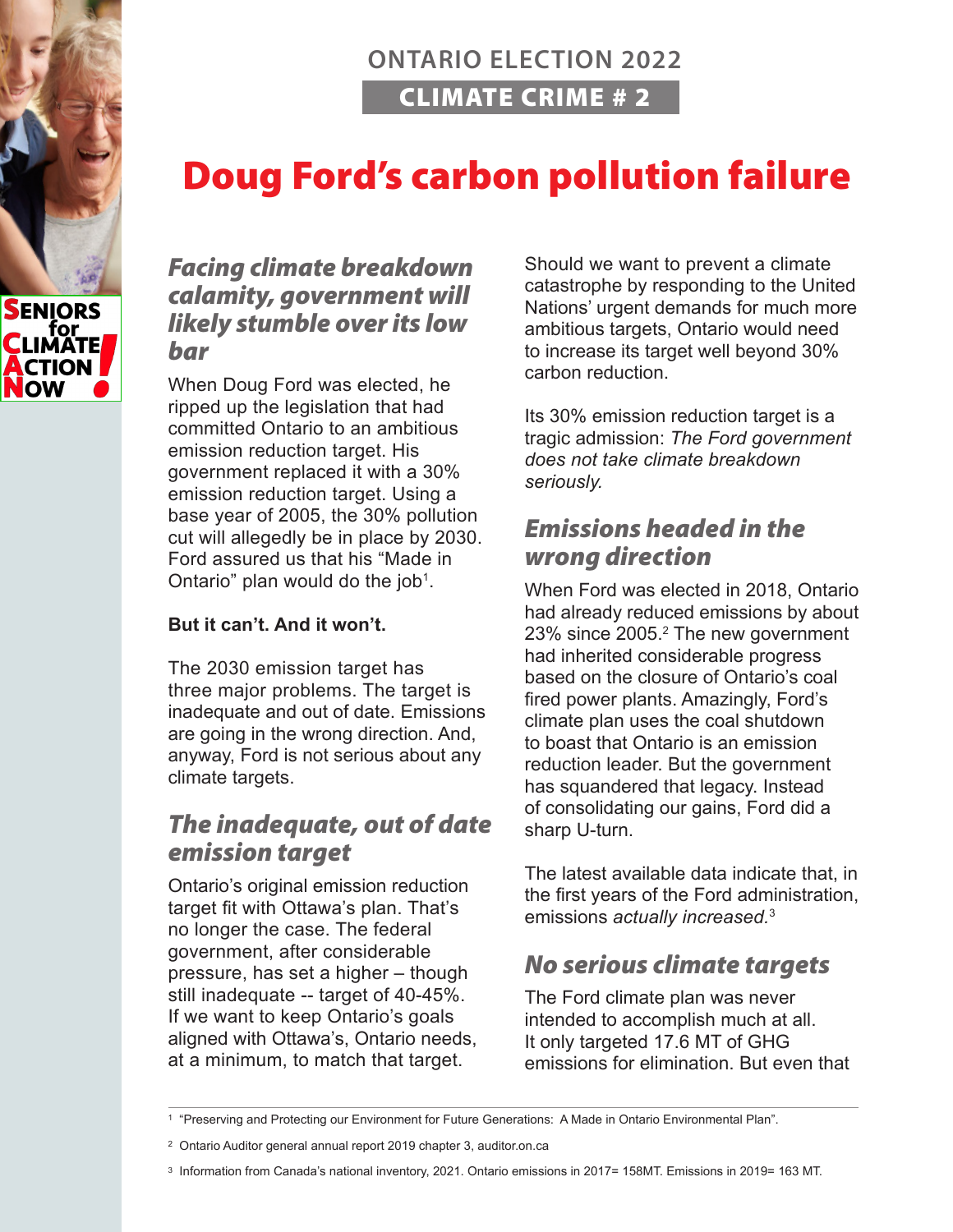SENIORS for CLIMATE ACTION NOW!

ONTARIO ELECTION 2022

CLIMATE CRIME # 2

# Doug Ford's carbon pollution failure

## *Facing climate breakdown calamity, government will likely stumble over its low bar*

When Doug Ford was elected, he ripped up the legislation that had committed Ontario to an ambitious emission reduction target. His government replaced it with a 30% emission reduction target. Using a base year of 2005, the 30% pollution cut will allegedly be in place by 2030. Ford assured us that his "Made in Ontario" plan would do the job[1].

**But it can't. And it won't.**

The 2030 emission target has three major problems. The target is inadequate and out of date. Emissions are going in the wrong direction. And, anyway, Ford is not serious about any climate targets.

## *The inadequate, out of date emission target*

Ontario's original emission reduction target fit with Ottawa's plan. That's no longer the case. The federal government, after considerable pressure, has set a higher – though still inadequate -- target of 40-45%. If we want to keep Ontario's goals aligned with Ottawa's, Ontario needs, at a minimum, to match that target.

Should we want to prevent a climate catastrophe by responding to the United Nations' urgent demands for much more ambitious targets, Ontario would need to increase its target well beyond 30% carbon reduction.

Its 30% emission reduction target is a tragic admission: *The Ford government does not take climate breakdown seriously.*

## *Emissions headed in the wrong direction*

When Ford was elected in 2018, Ontario had already reduced emissions by about 23% since 2005.[2] The new government had inherited considerable progress based on the closure of Ontario's coal fired power plants. Amazingly, Ford's climate plan uses the coal shutdown to boast that Ontario is an emission reduction leader. But the government has squandered that legacy. Instead of consolidating our gains, Ford did a sharp U-turn.

The latest available data indicate that, in the first years of the Ford administration, emissions *actually increased*.[3]

## *No serious climate targets*

The Ford climate plan was never intended to accomplish much at all. It only targeted 17.6 MT of GHG emissions for elimination. But even that

---

[1] "Preserving and Protecting our Environment for Future Generations: A Made in Ontario Environmental Plan".

[2] Ontario Auditor general annual report 2019 chapter 3, auditor.on.ca

[3] Information from Canada's national inventory, 2021. Ontario emissions in 2017= 158MT. Emissions in 2019= 163 MT.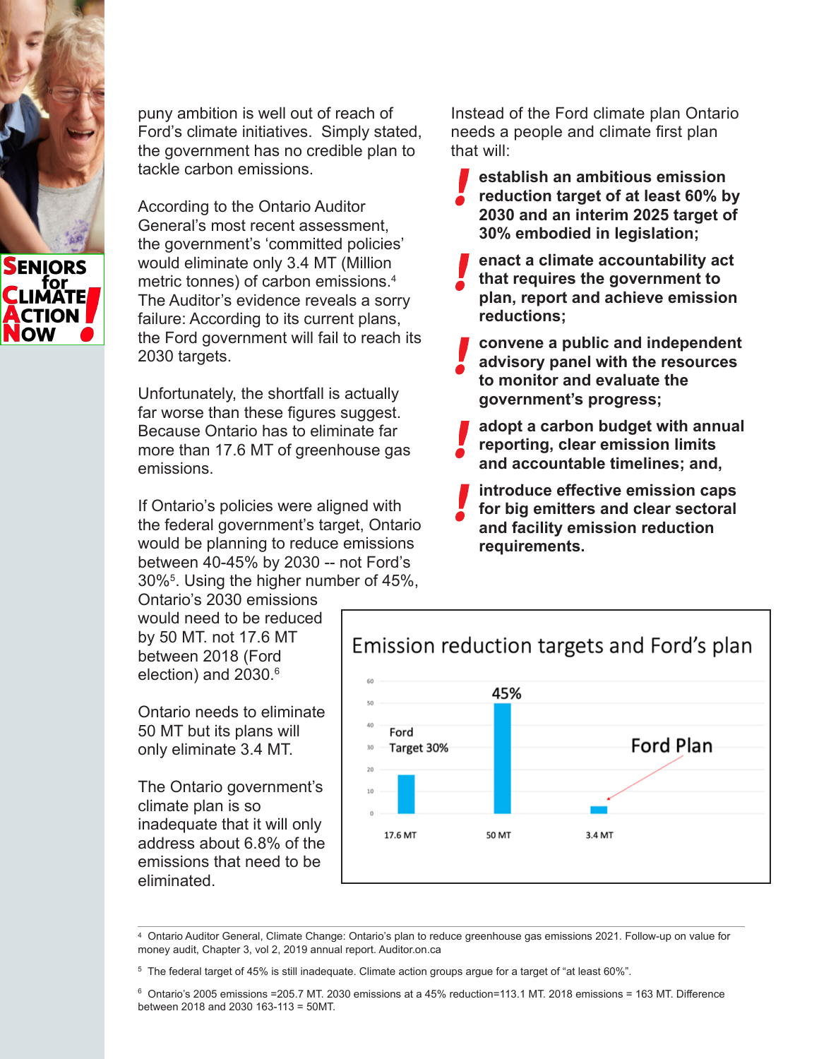puny ambition is well out of reach of Ford's climate initiatives. Simply stated, the government has no credible plan to tackle carbon emissions.

According to the Ontario Auditor General's most recent assessment, the government's 'committed policies' would eliminate only 3.4 MT (Million metric tonnes) of carbon emissions.[4] The Auditor's evidence reveals a sorry failure: According to its current plans, the Ford government will fail to reach its 2030 targets.

Unfortunately, the shortfall is actually far worse than these figures suggest. Because Ontario has to eliminate far more than 17.6 MT of greenhouse gas emissions.

If Ontario's policies were aligned with the federal government's target, Ontario would be planning to reduce emissions between 40-45% by 2030 -- not Ford's 30%[5]. Using the higher number of 45%, Ontario's 2030 emissions would need to be reduced by 50 MT. not 17.6 MT between 2018 (Ford election) and 2030.[6]

Ontario needs to eliminate 50 MT but its plans will only eliminate 3.4 MT.

The Ontario government's climate plan is so inadequate that it will only address about 6.8% of the emissions that need to be eliminated.

Instead of the Ford climate plan Ontario needs a people and climate first plan that will:

- **establish an ambitious emission reduction target of at least 60% by 2030 and an interim 2025 target of 30% embodied in legislation;**
- **enact a climate accountability act that requires the government to plan, report and achieve emission reductions;**
- **convene a public and independent advisory panel with the resources to monitor and evaluate the government's progress;**
- **adopt a carbon budget with annual reporting, clear emission limits and accountable timelines; and,**
- **introduce effective emission caps for big emitters and clear sectoral and facility emission reduction requirements.**

Emission reduction targets and Ford's plan

60
50
40
30
20
10
0

Ford Target 30%
45%
Ford Plan

17.6 MT
50 MT
3.4 MT

---

[4] Ontario Auditor General, Climate Change: Ontario's plan to reduce greenhouse gas emissions 2021. Follow-up on value for money audit, Chapter 3, vol 2, 2019 annual report. Auditor.on.ca

[5] The federal target of 45% is still inadequate. Climate action groups argue for a target of "at least 60%".

[6] Ontario's 2005 emissions =205.7 MT. 2030 emissions at a 45% reduction=113.1 MT. 2018 emissions = 163 MT. Difference between 2018 and 2030 163-113 = 50MT.